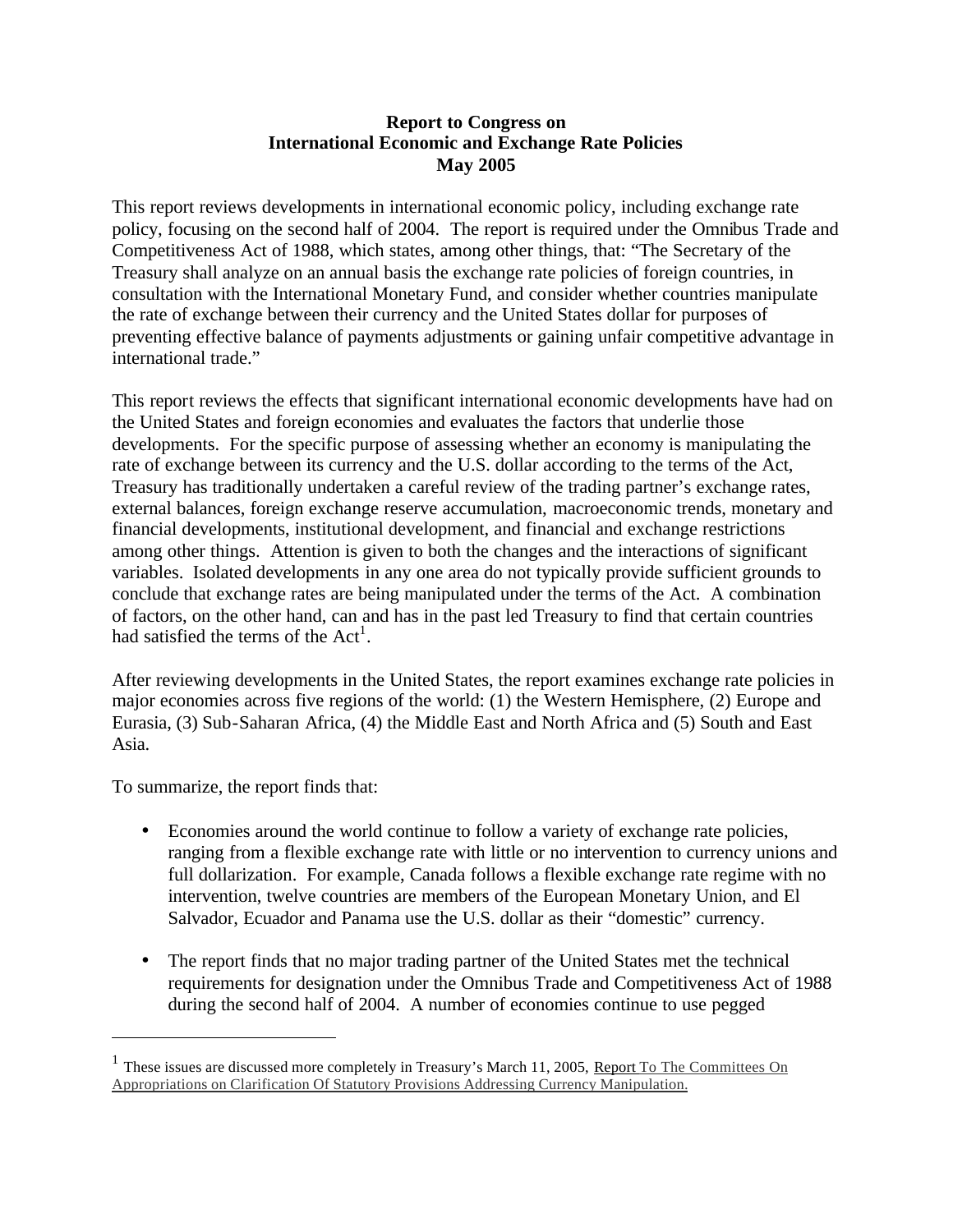# Report to Congress on International Economic and Exchange Rate Policies May 2005

This report reviews developments in international economic policy, including exchange rate policy, focusing on the second half of 2004. The report is required under the Omnibus Trade and Competitiveness Act of 1988, which states, among other things, that: "The Secretary of the Treasury shall analyze on an annual basis the exchange rate policies of foreign countries, in consultation with the International Monetary Fund, and consider whether countries manipulate the rate of exchange between their currency and the United States dollar for purposes of preventing effective balance of payments adjustments or gaining unfair competitive advantage in international trade."

This report reviews the effects that significant international economic developments have had on the United States and foreign economies and evaluates the factors that underlie those developments. For the specific purpose of assessing whether an economy is manipulating the rate of exchange between its currency and the U.S. dollar according to the terms of the Act, Treasury has traditionally undertaken a careful review of the trading partner's exchange rates, external balances, foreign exchange reserve accumulation, macroeconomic trends, monetary and financial developments, institutional development, and financial and exchange restrictions among other things. Attention is given to both the changes and the interactions of significant variables. Isolated developments in any one area do not typically provide sufficient grounds to conclude that exchange rates are being manipulated under the terms of the Act. A combination of factors, on the other hand, can and has in the past led Treasury to find that certain countries had satisfied the terms of the Act[1].

After reviewing developments in the United States, the report examines exchange rate policies in major economies across five regions of the world: (1) the Western Hemisphere, (2) Europe and Eurasia, (3) Sub-Saharan Africa, (4) the Middle East and North Africa and (5) South and East Asia.

To summarize, the report finds that:

- Economies around the world continue to follow a variety of exchange rate policies, ranging from a flexible exchange rate with little or no intervention to currency unions and full dollarization. For example, Canada follows a flexible exchange rate regime with no intervention, twelve countries are members of the European Monetary Union, and El Salvador, Ecuador and Panama use the U.S. dollar as their "domestic" currency.

- The report finds that no major trading partner of the United States met the technical requirements for designation under the Omnibus Trade and Competitiveness Act of 1988 during the second half of 2004. A number of economies continue to use pegged

[1] These issues are discussed more completely in Treasury's March 11, 2005, Report To The Committees On Appropriations on Clarification Of Statutory Provisions Addressing Currency Manipulation.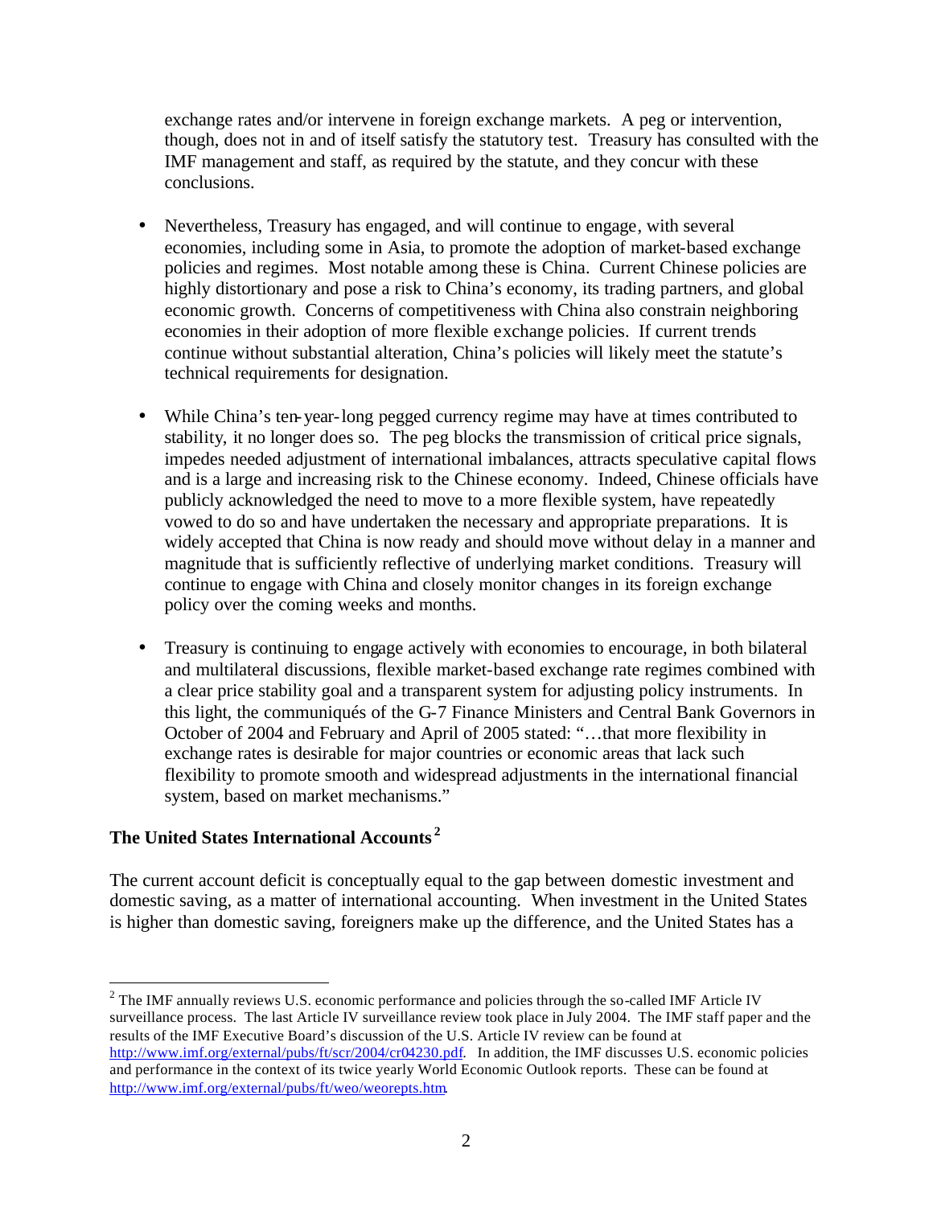exchange rates and/or intervene in foreign exchange markets. A peg or intervention, though, does not in and of itself satisfy the statutory test. Treasury has consulted with the IMF management and staff, as required by the statute, and they concur with these conclusions.

- Nevertheless, Treasury has engaged, and will continue to engage, with several economies, including some in Asia, to promote the adoption of market-based exchange policies and regimes. Most notable among these is China. Current Chinese policies are highly distortionary and pose a risk to China's economy, its trading partners, and global economic growth. Concerns of competitiveness with China also constrain neighboring economies in their adoption of more flexible exchange policies. If current trends continue without substantial alteration, China's policies will likely meet the statute's technical requirements for designation.

- While China's ten-year-long pegged currency regime may have at times contributed to stability, it no longer does so. The peg blocks the transmission of critical price signals, impedes needed adjustment of international imbalances, attracts speculative capital flows and is a large and increasing risk to the Chinese economy. Indeed, Chinese officials have publicly acknowledged the need to move to a more flexible system, have repeatedly vowed to do so and have undertaken the necessary and appropriate preparations. It is widely accepted that China is now ready and should move without delay in a manner and magnitude that is sufficiently reflective of underlying market conditions. Treasury will continue to engage with China and closely monitor changes in its foreign exchange policy over the coming weeks and months.

- Treasury is continuing to engage actively with economies to encourage, in both bilateral and multilateral discussions, flexible market-based exchange rate regimes combined with a clear price stability goal and a transparent system for adjusting policy instruments. In this light, the communiqués of the G-7 Finance Ministers and Central Bank Governors in October of 2004 and February and April of 2005 stated: "…that more flexibility in exchange rates is desirable for major countries or economic areas that lack such flexibility to promote smooth and widespread adjustments in the international financial system, based on market mechanisms."

## The United States International Accounts[2]

The current account deficit is conceptually equal to the gap between domestic investment and domestic saving, as a matter of international accounting. When investment in the United States is higher than domestic saving, foreigners make up the difference, and the United States has a

---

[2] The IMF annually reviews U.S. economic performance and policies through the so-called IMF Article IV surveillance process. The last Article IV surveillance review took place in July 2004. The IMF staff paper and the results of the IMF Executive Board's discussion of the U.S. Article IV review can be found at http://www.imf.org/external/pubs/ft/scr/2004/cr04230.pdf. In addition, the IMF discusses U.S. economic policies and performance in the context of its twice yearly World Economic Outlook reports. These can be found at http://www.imf.org/external/pubs/ft/weo/weorepts.htm.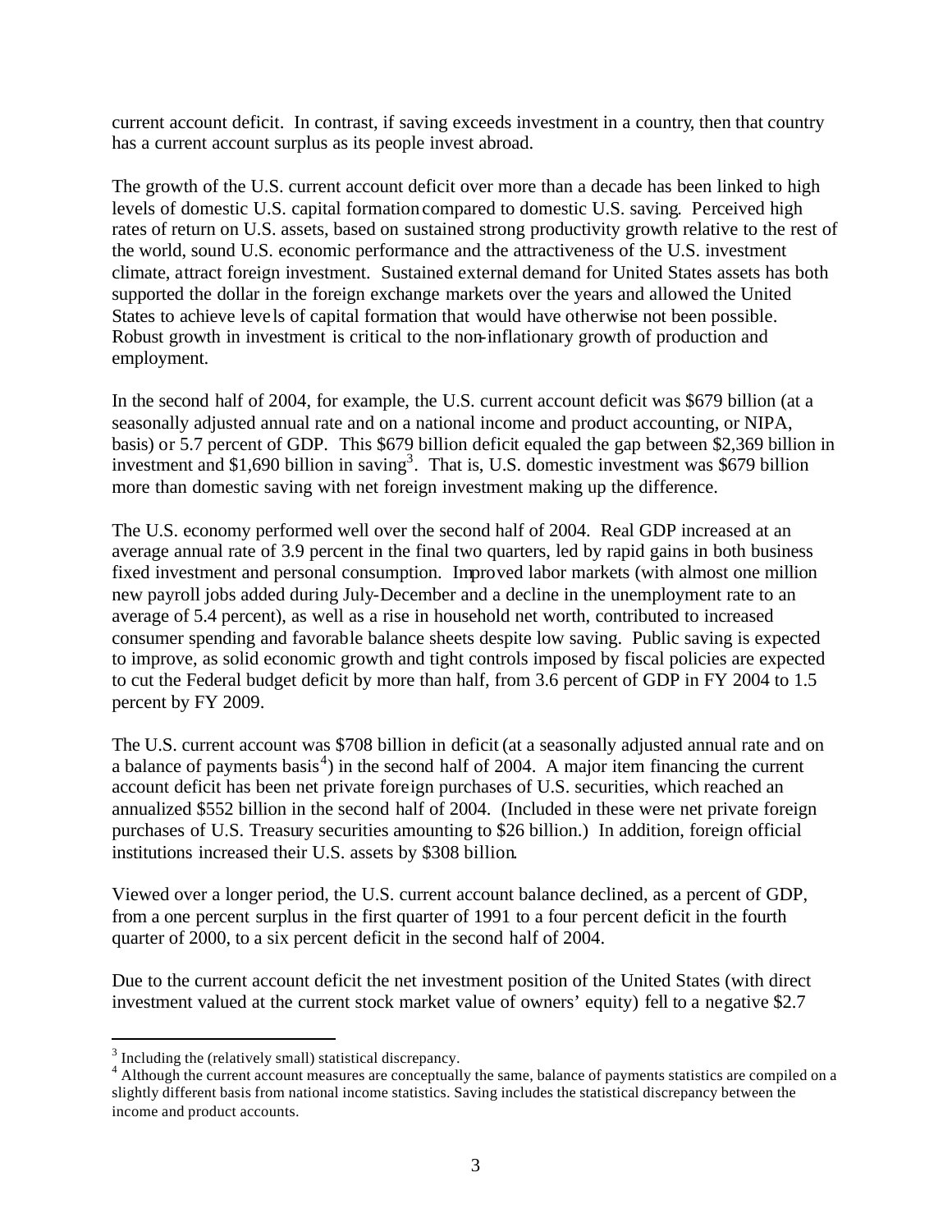current account deficit. In contrast, if saving exceeds investment in a country, then that country has a current account surplus as its people invest abroad.

The growth of the U.S. current account deficit over more than a decade has been linked to high levels of domestic U.S. capital formation compared to domestic U.S. saving. Perceived high rates of return on U.S. assets, based on sustained strong productivity growth relative to the rest of the world, sound U.S. economic performance and the attractiveness of the U.S. investment climate, attract foreign investment. Sustained external demand for United States assets has both supported the dollar in the foreign exchange markets over the years and allowed the United States to achieve levels of capital formation that would have otherwise not been possible. Robust growth in investment is critical to the non-inflationary growth of production and employment.

In the second half of 2004, for example, the U.S. current account deficit was $679 billion (at a seasonally adjusted annual rate and on a national income and product accounting, or NIPA, basis) or 5.7 percent of GDP. This $679 billion deficit equaled the gap between $2,369 billion in investment and $1,690 billion in saving[3]. That is, U.S. domestic investment was $679 billion more than domestic saving with net foreign investment making up the difference.

The U.S. economy performed well over the second half of 2004. Real GDP increased at an average annual rate of 3.9 percent in the final two quarters, led by rapid gains in both business fixed investment and personal consumption. Improved labor markets (with almost one million new payroll jobs added during July-December and a decline in the unemployment rate to an average of 5.4 percent), as well as a rise in household net worth, contributed to increased consumer spending and favorable balance sheets despite low saving. Public saving is expected to improve, as solid economic growth and tight controls imposed by fiscal policies are expected to cut the Federal budget deficit by more than half, from 3.6 percent of GDP in FY 2004 to 1.5 percent by FY 2009.

The U.S. current account was $708 billion in deficit (at a seasonally adjusted annual rate and on a balance of payments basis[4]) in the second half of 2004. A major item financing the current account deficit has been net private foreign purchases of U.S. securities, which reached an annualized $552 billion in the second half of 2004. (Included in these were net private foreign purchases of U.S. Treasury securities amounting to $26 billion.) In addition, foreign official institutions increased their U.S. assets by $308 billion.

Viewed over a longer period, the U.S. current account balance declined, as a percent of GDP, from a one percent surplus in the first quarter of 1991 to a four percent deficit in the fourth quarter of 2000, to a six percent deficit in the second half of 2004.

Due to the current account deficit the net investment position of the United States (with direct investment valued at the current stock market value of owners' equity) fell to a negative $2.7

[3] Including the (relatively small) statistical discrepancy.

[4] Although the current account measures are conceptually the same, balance of payments statistics are compiled on a slightly different basis from national income statistics. Saving includes the statistical discrepancy between the income and product accounts.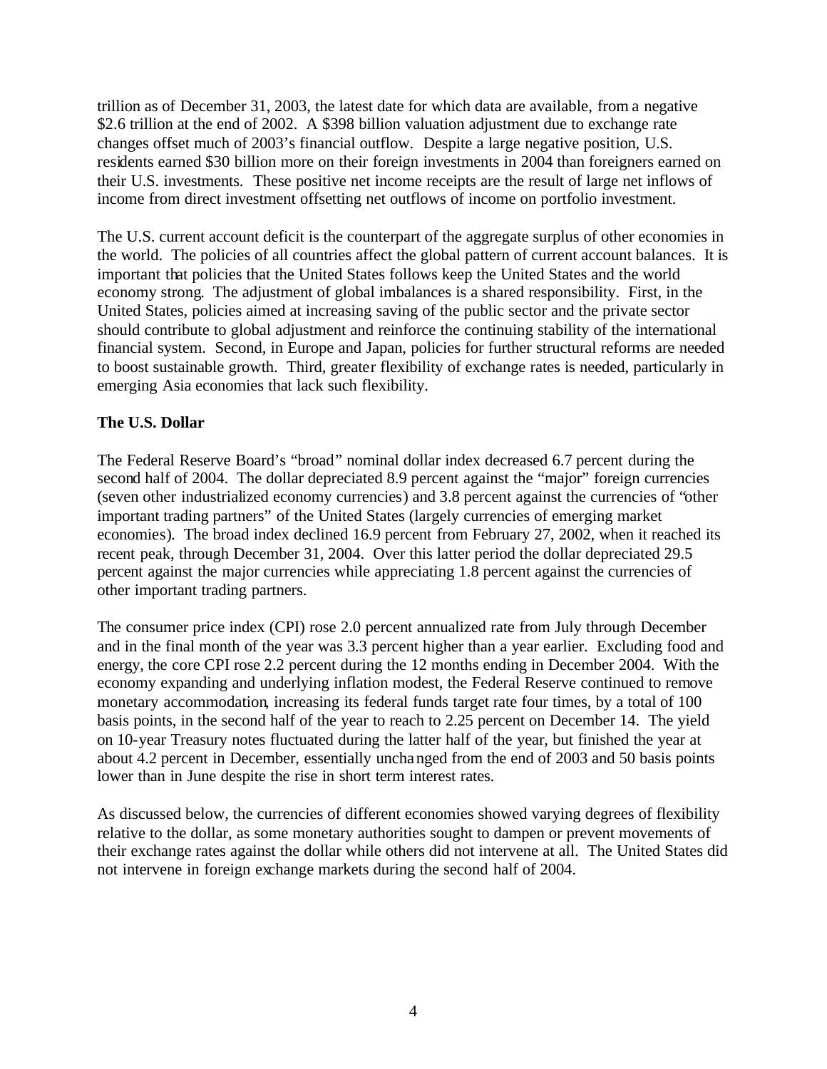trillion as of December 31, 2003, the latest date for which data are available, from a negative $2.6 trillion at the end of 2002. A $398 billion valuation adjustment due to exchange rate changes offset much of 2003's financial outflow. Despite a large negative position, U.S. residents earned $30 billion more on their foreign investments in 2004 than foreigners earned on their U.S. investments. These positive net income receipts are the result of large net inflows of income from direct investment offsetting net outflows of income on portfolio investment.

The U.S. current account deficit is the counterpart of the aggregate surplus of other economies in the world. The policies of all countries affect the global pattern of current account balances. It is important that policies that the United States follows keep the United States and the world economy strong. The adjustment of global imbalances is a shared responsibility. First, in the United States, policies aimed at increasing saving of the public sector and the private sector should contribute to global adjustment and reinforce the continuing stability of the international financial system. Second, in Europe and Japan, policies for further structural reforms are needed to boost sustainable growth. Third, greater flexibility of exchange rates is needed, particularly in emerging Asia economies that lack such flexibility.

**The U.S. Dollar**

The Federal Reserve Board's "broad" nominal dollar index decreased 6.7 percent during the second half of 2004. The dollar depreciated 8.9 percent against the "major" foreign currencies (seven other industrialized economy currencies) and 3.8 percent against the currencies of "other important trading partners" of the United States (largely currencies of emerging market economies). The broad index declined 16.9 percent from February 27, 2002, when it reached its recent peak, through December 31, 2004. Over this latter period the dollar depreciated 29.5 percent against the major currencies while appreciating 1.8 percent against the currencies of other important trading partners.

The consumer price index (CPI) rose 2.0 percent annualized rate from July through December and in the final month of the year was 3.3 percent higher than a year earlier. Excluding food and energy, the core CPI rose 2.2 percent during the 12 months ending in December 2004. With the economy expanding and underlying inflation modest, the Federal Reserve continued to remove monetary accommodation, increasing its federal funds target rate four times, by a total of 100 basis points, in the second half of the year to reach to 2.25 percent on December 14. The yield on 10-year Treasury notes fluctuated during the latter half of the year, but finished the year at about 4.2 percent in December, essentially unchanged from the end of 2003 and 50 basis points lower than in June despite the rise in short term interest rates.

As discussed below, the currencies of different economies showed varying degrees of flexibility relative to the dollar, as some monetary authorities sought to dampen or prevent movements of their exchange rates against the dollar while others did not intervene at all. The United States did not intervene in foreign exchange markets during the second half of 2004.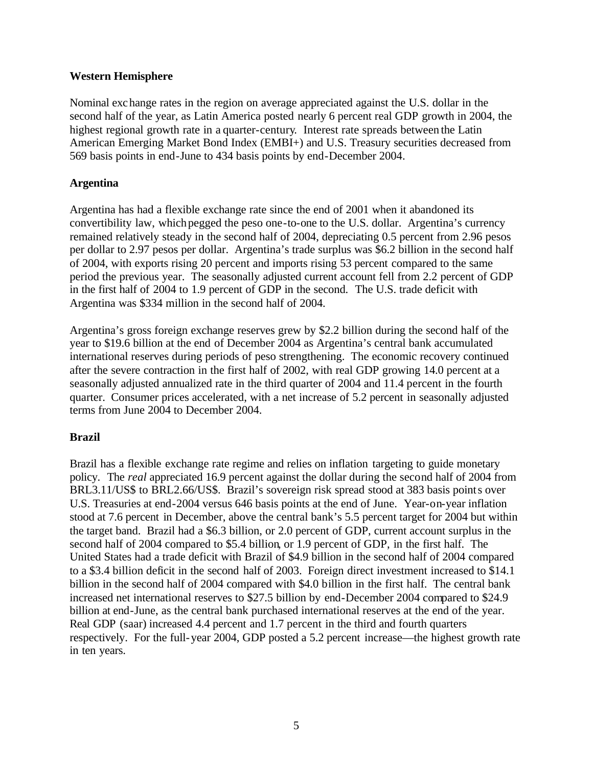**Western Hemisphere**

Nominal exchange rates in the region on average appreciated against the U.S. dollar in the second half of the year, as Latin America posted nearly 6 percent real GDP growth in 2004, the highest regional growth rate in a quarter-century. Interest rate spreads between the Latin American Emerging Market Bond Index (EMBI+) and U.S. Treasury securities decreased from 569 basis points in end-June to 434 basis points by end-December 2004.

**Argentina**

Argentina has had a flexible exchange rate since the end of 2001 when it abandoned its convertibility law, which pegged the peso one-to-one to the U.S. dollar. Argentina's currency remained relatively steady in the second half of 2004, depreciating 0.5 percent from 2.96 pesos per dollar to 2.97 pesos per dollar. Argentina's trade surplus was $6.2 billion in the second half of 2004, with exports rising 20 percent and imports rising 53 percent compared to the same period the previous year. The seasonally adjusted current account fell from 2.2 percent of GDP in the first half of 2004 to 1.9 percent of GDP in the second. The U.S. trade deficit with Argentina was $334 million in the second half of 2004.

Argentina's gross foreign exchange reserves grew by $2.2 billion during the second half of the year to $19.6 billion at the end of December 2004 as Argentina's central bank accumulated international reserves during periods of peso strengthening. The economic recovery continued after the severe contraction in the first half of 2002, with real GDP growing 14.0 percent at a seasonally adjusted annualized rate in the third quarter of 2004 and 11.4 percent in the fourth quarter. Consumer prices accelerated, with a net increase of 5.2 percent in seasonally adjusted terms from June 2004 to December 2004.

**Brazil**

Brazil has a flexible exchange rate regime and relies on inflation targeting to guide monetary policy. The *real* appreciated 16.9 percent against the dollar during the second half of 2004 from BRL3.11/US$ to BRL2.66/US$. Brazil's sovereign risk spread stood at 383 basis points over U.S. Treasuries at end-2004 versus 646 basis points at the end of June. Year-on-year inflation stood at 7.6 percent in December, above the central bank's 5.5 percent target for 2004 but within the target band. Brazil had a $6.3 billion, or 2.0 percent of GDP, current account surplus in the second half of 2004 compared to $5.4 billion, or 1.9 percent of GDP, in the first half. The United States had a trade deficit with Brazil of $4.9 billion in the second half of 2004 compared to a $3.4 billion deficit in the second half of 2003. Foreign direct investment increased to $14.1 billion in the second half of 2004 compared with $4.0 billion in the first half. The central bank increased net international reserves to $27.5 billion by end-December 2004 compared to $24.9 billion at end-June, as the central bank purchased international reserves at the end of the year. Real GDP (saar) increased 4.4 percent and 1.7 percent in the third and fourth quarters respectively. For the full-year 2004, GDP posted a 5.2 percent increase—the highest growth rate in ten years.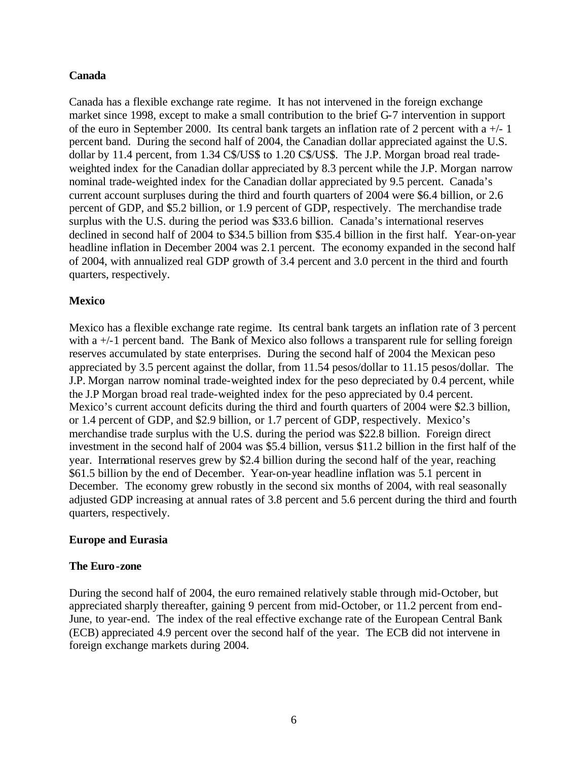**Canada**

Canada has a flexible exchange rate regime. It has not intervened in the foreign exchange market since 1998, except to make a small contribution to the brief G-7 intervention in support of the euro in September 2000. Its central bank targets an inflation rate of 2 percent with a +/- 1 percent band. During the second half of 2004, the Canadian dollar appreciated against the U.S. dollar by 11.4 percent, from 1.34 C$/US$ to 1.20 C$/US$. The J.P. Morgan broad real trade-weighted index for the Canadian dollar appreciated by 8.3 percent while the J.P. Morgan narrow nominal trade-weighted index for the Canadian dollar appreciated by 9.5 percent. Canada's current account surpluses during the third and fourth quarters of 2004 were $6.4 billion, or 2.6 percent of GDP, and $5.2 billion, or 1.9 percent of GDP, respectively. The merchandise trade surplus with the U.S. during the period was $33.6 billion. Canada's international reserves declined in second half of 2004 to $34.5 billion from $35.4 billion in the first half. Year-on-year headline inflation in December 2004 was 2.1 percent. The economy expanded in the second half of 2004, with annualized real GDP growth of 3.4 percent and 3.0 percent in the third and fourth quarters, respectively.

**Mexico**

Mexico has a flexible exchange rate regime. Its central bank targets an inflation rate of 3 percent with a +/-1 percent band. The Bank of Mexico also follows a transparent rule for selling foreign reserves accumulated by state enterprises. During the second half of 2004 the Mexican peso appreciated by 3.5 percent against the dollar, from 11.54 pesos/dollar to 11.15 pesos/dollar. The J.P. Morgan narrow nominal trade-weighted index for the peso depreciated by 0.4 percent, while the J.P Morgan broad real trade-weighted index for the peso appreciated by 0.4 percent. Mexico's current account deficits during the third and fourth quarters of 2004 were $2.3 billion, or 1.4 percent of GDP, and $2.9 billion, or 1.7 percent of GDP, respectively. Mexico's merchandise trade surplus with the U.S. during the period was $22.8 billion. Foreign direct investment in the second half of 2004 was $5.4 billion, versus $11.2 billion in the first half of the year. International reserves grew by $2.4 billion during the second half of the year, reaching $61.5 billion by the end of December. Year-on-year headline inflation was 5.1 percent in December. The economy grew robustly in the second six months of 2004, with real seasonally adjusted GDP increasing at annual rates of 3.8 percent and 5.6 percent during the third and fourth quarters, respectively.

**Europe and Eurasia**

**The Euro-zone**

During the second half of 2004, the euro remained relatively stable through mid-October, but appreciated sharply thereafter, gaining 9 percent from mid-October, or 11.2 percent from end-June, to year-end. The index of the real effective exchange rate of the European Central Bank (ECB) appreciated 4.9 percent over the second half of the year. The ECB did not intervene in foreign exchange markets during 2004.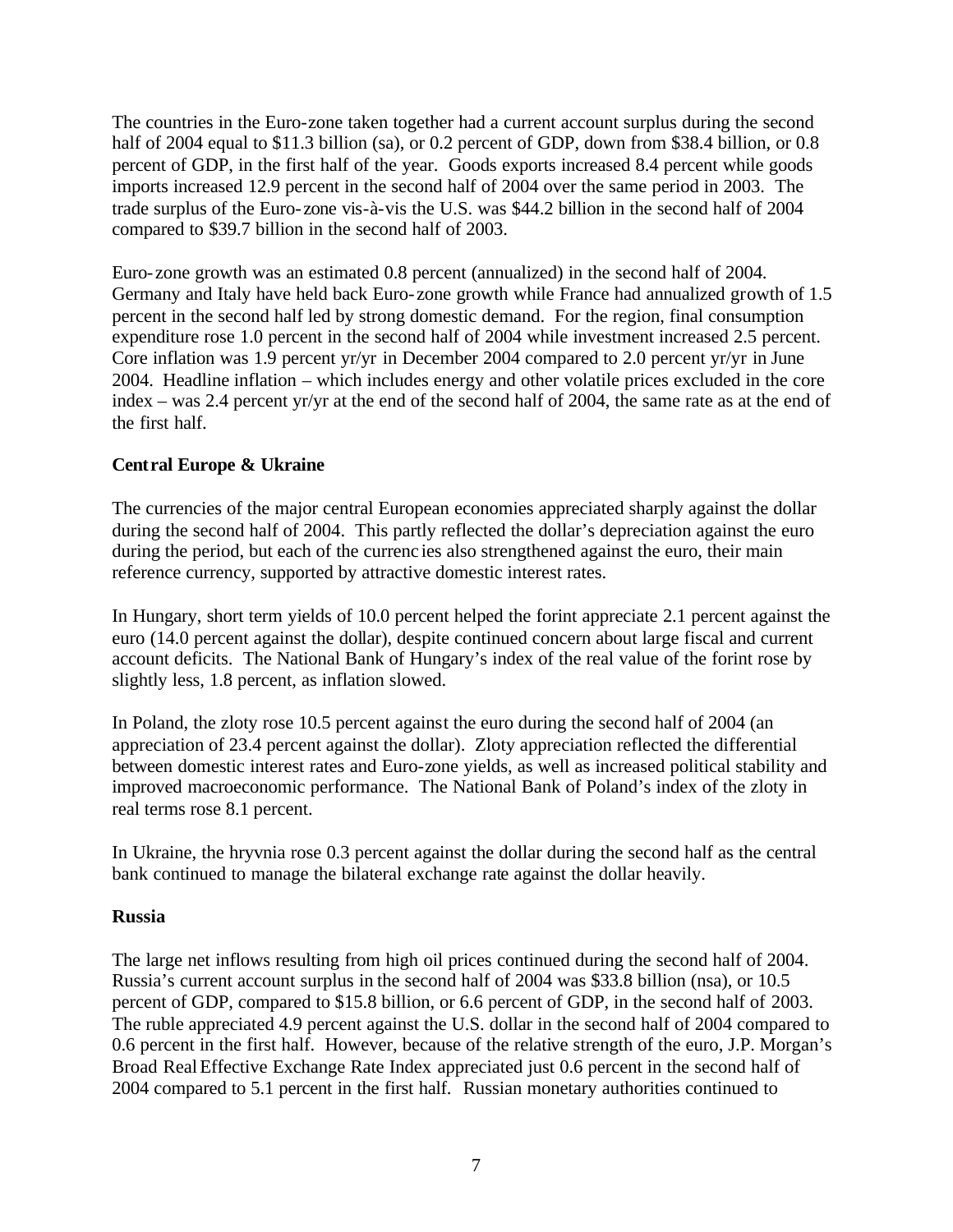The countries in the Euro-zone taken together had a current account surplus during the second half of 2004 equal to $11.3 billion (sa), or 0.2 percent of GDP, down from $38.4 billion, or 0.8 percent of GDP, in the first half of the year. Goods exports increased 8.4 percent while goods imports increased 12.9 percent in the second half of 2004 over the same period in 2003. The trade surplus of the Euro-zone vis-à-vis the U.S. was $44.2 billion in the second half of 2004 compared to $39.7 billion in the second half of 2003.

Euro-zone growth was an estimated 0.8 percent (annualized) in the second half of 2004. Germany and Italy have held back Euro-zone growth while France had annualized growth of 1.5 percent in the second half led by strong domestic demand. For the region, final consumption expenditure rose 1.0 percent in the second half of 2004 while investment increased 2.5 percent. Core inflation was 1.9 percent yr/yr in December 2004 compared to 2.0 percent yr/yr in June 2004. Headline inflation – which includes energy and other volatile prices excluded in the core index – was 2.4 percent yr/yr at the end of the second half of 2004, the same rate as at the end of the first half.

**Central Europe & Ukraine**

The currencies of the major central European economies appreciated sharply against the dollar during the second half of 2004. This partly reflected the dollar's depreciation against the euro during the period, but each of the currencies also strengthened against the euro, their main reference currency, supported by attractive domestic interest rates.

In Hungary, short term yields of 10.0 percent helped the forint appreciate 2.1 percent against the euro (14.0 percent against the dollar), despite continued concern about large fiscal and current account deficits. The National Bank of Hungary's index of the real value of the forint rose by slightly less, 1.8 percent, as inflation slowed.

In Poland, the zloty rose 10.5 percent against the euro during the second half of 2004 (an appreciation of 23.4 percent against the dollar). Zloty appreciation reflected the differential between domestic interest rates and Euro-zone yields, as well as increased political stability and improved macroeconomic performance. The National Bank of Poland's index of the zloty in real terms rose 8.1 percent.

In Ukraine, the hryvnia rose 0.3 percent against the dollar during the second half as the central bank continued to manage the bilateral exchange rate against the dollar heavily.

**Russia**

The large net inflows resulting from high oil prices continued during the second half of 2004. Russia's current account surplus in the second half of 2004 was $33.8 billion (nsa), or 10.5 percent of GDP, compared to $15.8 billion, or 6.6 percent of GDP, in the second half of 2003. The ruble appreciated 4.9 percent against the U.S. dollar in the second half of 2004 compared to 0.6 percent in the first half. However, because of the relative strength of the euro, J.P. Morgan's Broad Real Effective Exchange Rate Index appreciated just 0.6 percent in the second half of 2004 compared to 5.1 percent in the first half. Russian monetary authorities continued to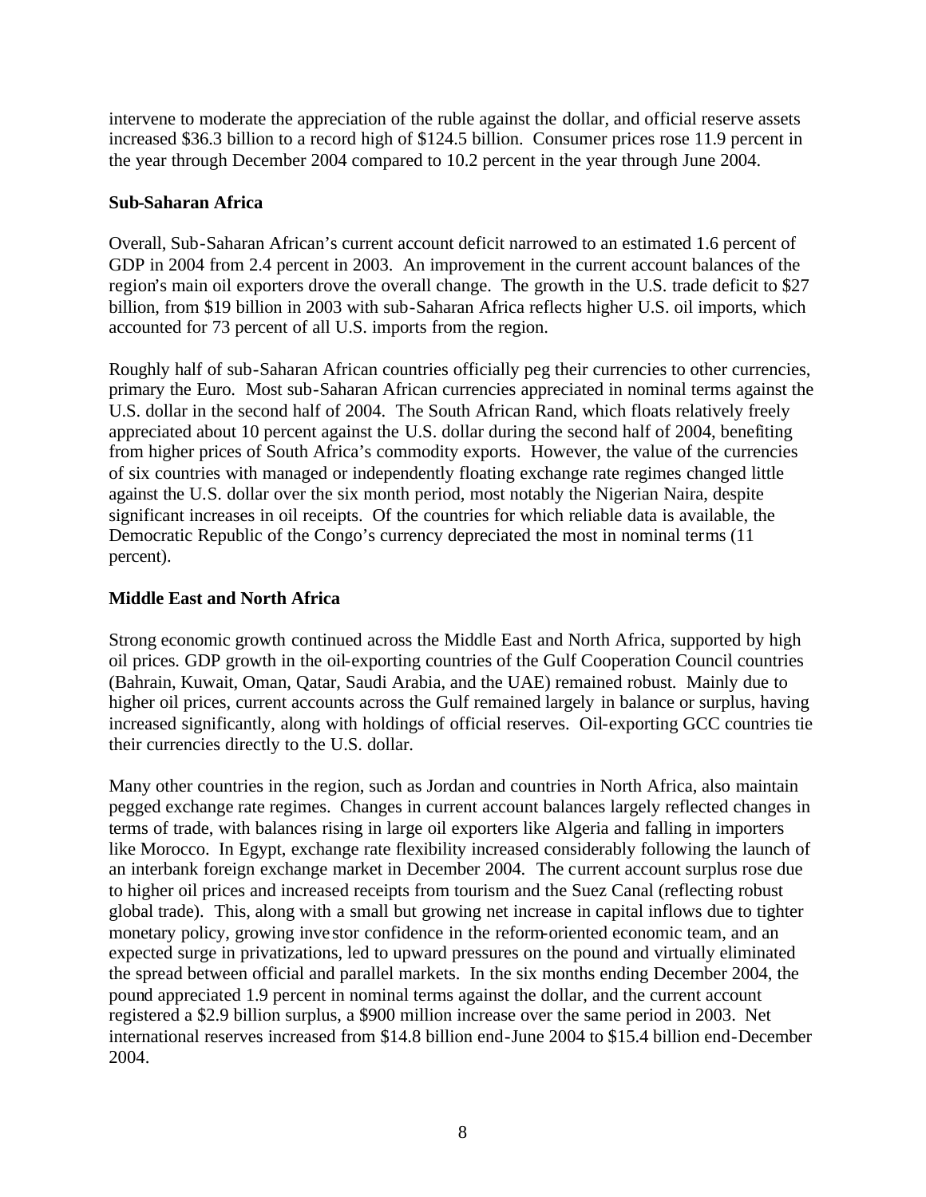intervene to moderate the appreciation of the ruble against the dollar, and official reserve assets increased \$36.3 billion to a record high of \$124.5 billion. Consumer prices rose 11.9 percent in the year through December 2004 compared to 10.2 percent in the year through June 2004.

**Sub-Saharan Africa**

Overall, Sub-Saharan African's current account deficit narrowed to an estimated 1.6 percent of GDP in 2004 from 2.4 percent in 2003. An improvement in the current account balances of the region's main oil exporters drove the overall change. The growth in the U.S. trade deficit to \$27 billion, from \$19 billion in 2003 with sub-Saharan Africa reflects higher U.S. oil imports, which accounted for 73 percent of all U.S. imports from the region.

Roughly half of sub-Saharan African countries officially peg their currencies to other currencies, primary the Euro. Most sub-Saharan African currencies appreciated in nominal terms against the U.S. dollar in the second half of 2004. The South African Rand, which floats relatively freely appreciated about 10 percent against the U.S. dollar during the second half of 2004, benefiting from higher prices of South Africa's commodity exports. However, the value of the currencies of six countries with managed or independently floating exchange rate regimes changed little against the U.S. dollar over the six month period, most notably the Nigerian Naira, despite significant increases in oil receipts. Of the countries for which reliable data is available, the Democratic Republic of the Congo's currency depreciated the most in nominal terms (11 percent).

**Middle East and North Africa**

Strong economic growth continued across the Middle East and North Africa, supported by high oil prices. GDP growth in the oil-exporting countries of the Gulf Cooperation Council countries (Bahrain, Kuwait, Oman, Qatar, Saudi Arabia, and the UAE) remained robust. Mainly due to higher oil prices, current accounts across the Gulf remained largely in balance or surplus, having increased significantly, along with holdings of official reserves. Oil-exporting GCC countries tie their currencies directly to the U.S. dollar.

Many other countries in the region, such as Jordan and countries in North Africa, also maintain pegged exchange rate regimes. Changes in current account balances largely reflected changes in terms of trade, with balances rising in large oil exporters like Algeria and falling in importers like Morocco. In Egypt, exchange rate flexibility increased considerably following the launch of an interbank foreign exchange market in December 2004. The current account surplus rose due to higher oil prices and increased receipts from tourism and the Suez Canal (reflecting robust global trade). This, along with a small but growing net increase in capital inflows due to tighter monetary policy, growing investor confidence in the reform-oriented economic team, and an expected surge in privatizations, led to upward pressures on the pound and virtually eliminated the spread between official and parallel markets. In the six months ending December 2004, the pound appreciated 1.9 percent in nominal terms against the dollar, and the current account registered a \$2.9 billion surplus, a \$900 million increase over the same period in 2003. Net international reserves increased from \$14.8 billion end-June 2004 to \$15.4 billion end-December 2004.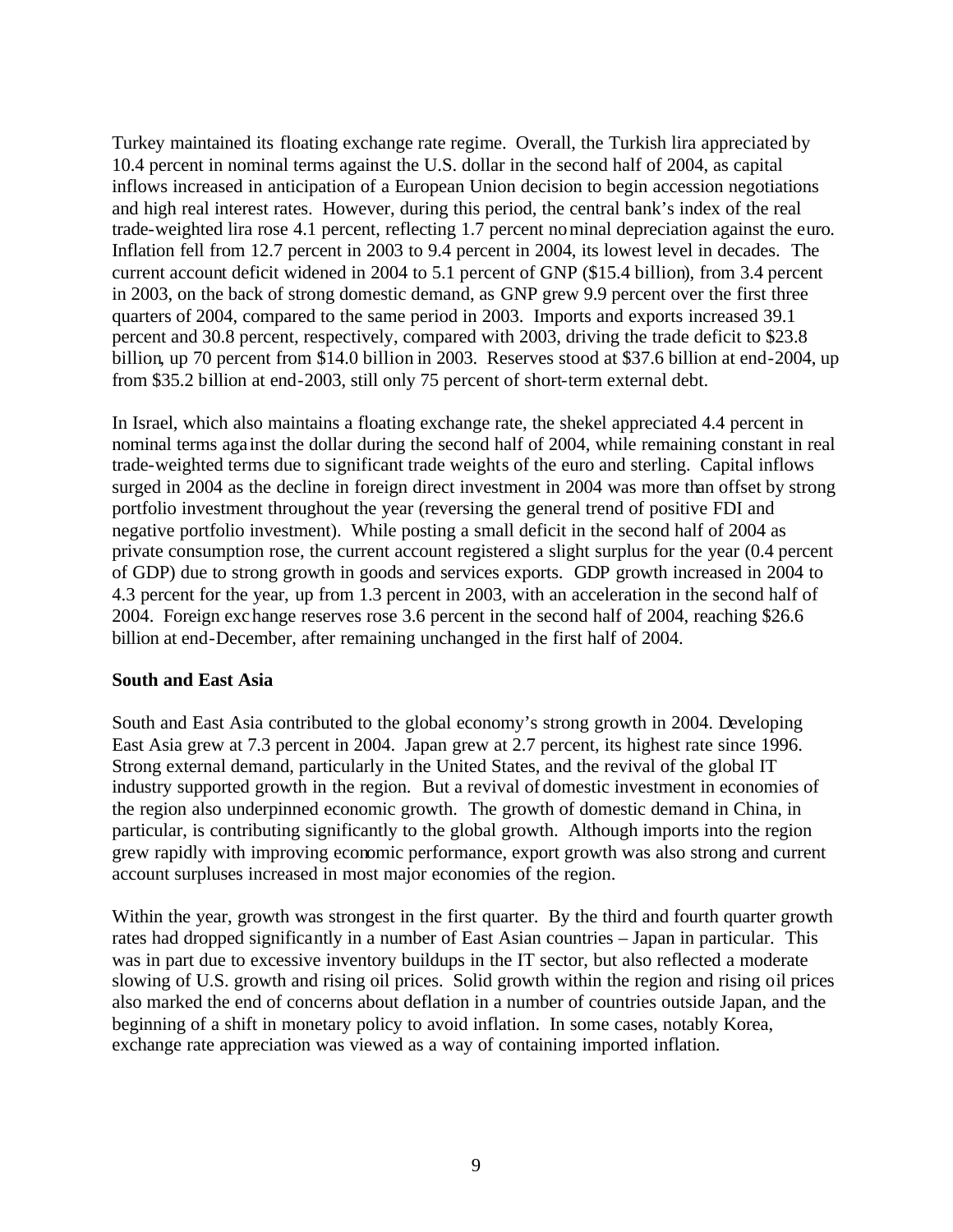Turkey maintained its floating exchange rate regime. Overall, the Turkish lira appreciated by 10.4 percent in nominal terms against the U.S. dollar in the second half of 2004, as capital inflows increased in anticipation of a European Union decision to begin accession negotiations and high real interest rates. However, during this period, the central bank's index of the real trade-weighted lira rose 4.1 percent, reflecting 1.7 percent nominal depreciation against the euro. Inflation fell from 12.7 percent in 2003 to 9.4 percent in 2004, its lowest level in decades. The current account deficit widened in 2004 to 5.1 percent of GNP ($15.4 billion), from 3.4 percent in 2003, on the back of strong domestic demand, as GNP grew 9.9 percent over the first three quarters of 2004, compared to the same period in 2003. Imports and exports increased 39.1 percent and 30.8 percent, respectively, compared with 2003, driving the trade deficit to $23.8 billion, up 70 percent from $14.0 billion in 2003. Reserves stood at $37.6 billion at end-2004, up from $35.2 billion at end-2003, still only 75 percent of short-term external debt.

In Israel, which also maintains a floating exchange rate, the shekel appreciated 4.4 percent in nominal terms against the dollar during the second half of 2004, while remaining constant in real trade-weighted terms due to significant trade weights of the euro and sterling. Capital inflows surged in 2004 as the decline in foreign direct investment in 2004 was more than offset by strong portfolio investment throughout the year (reversing the general trend of positive FDI and negative portfolio investment). While posting a small deficit in the second half of 2004 as private consumption rose, the current account registered a slight surplus for the year (0.4 percent of GDP) due to strong growth in goods and services exports. GDP growth increased in 2004 to 4.3 percent for the year, up from 1.3 percent in 2003, with an acceleration in the second half of 2004. Foreign exchange reserves rose 3.6 percent in the second half of 2004, reaching $26.6 billion at end-December, after remaining unchanged in the first half of 2004.

**South and East Asia**

South and East Asia contributed to the global economy's strong growth in 2004. Developing East Asia grew at 7.3 percent in 2004. Japan grew at 2.7 percent, its highest rate since 1996. Strong external demand, particularly in the United States, and the revival of the global IT industry supported growth in the region. But a revival of domestic investment in economies of the region also underpinned economic growth. The growth of domestic demand in China, in particular, is contributing significantly to the global growth. Although imports into the region grew rapidly with improving economic performance, export growth was also strong and current account surpluses increased in most major economies of the region.

Within the year, growth was strongest in the first quarter. By the third and fourth quarter growth rates had dropped significantly in a number of East Asian countries – Japan in particular. This was in part due to excessive inventory buildups in the IT sector, but also reflected a moderate slowing of U.S. growth and rising oil prices. Solid growth within the region and rising oil prices also marked the end of concerns about deflation in a number of countries outside Japan, and the beginning of a shift in monetary policy to avoid inflation. In some cases, notably Korea, exchange rate appreciation was viewed as a way of containing imported inflation.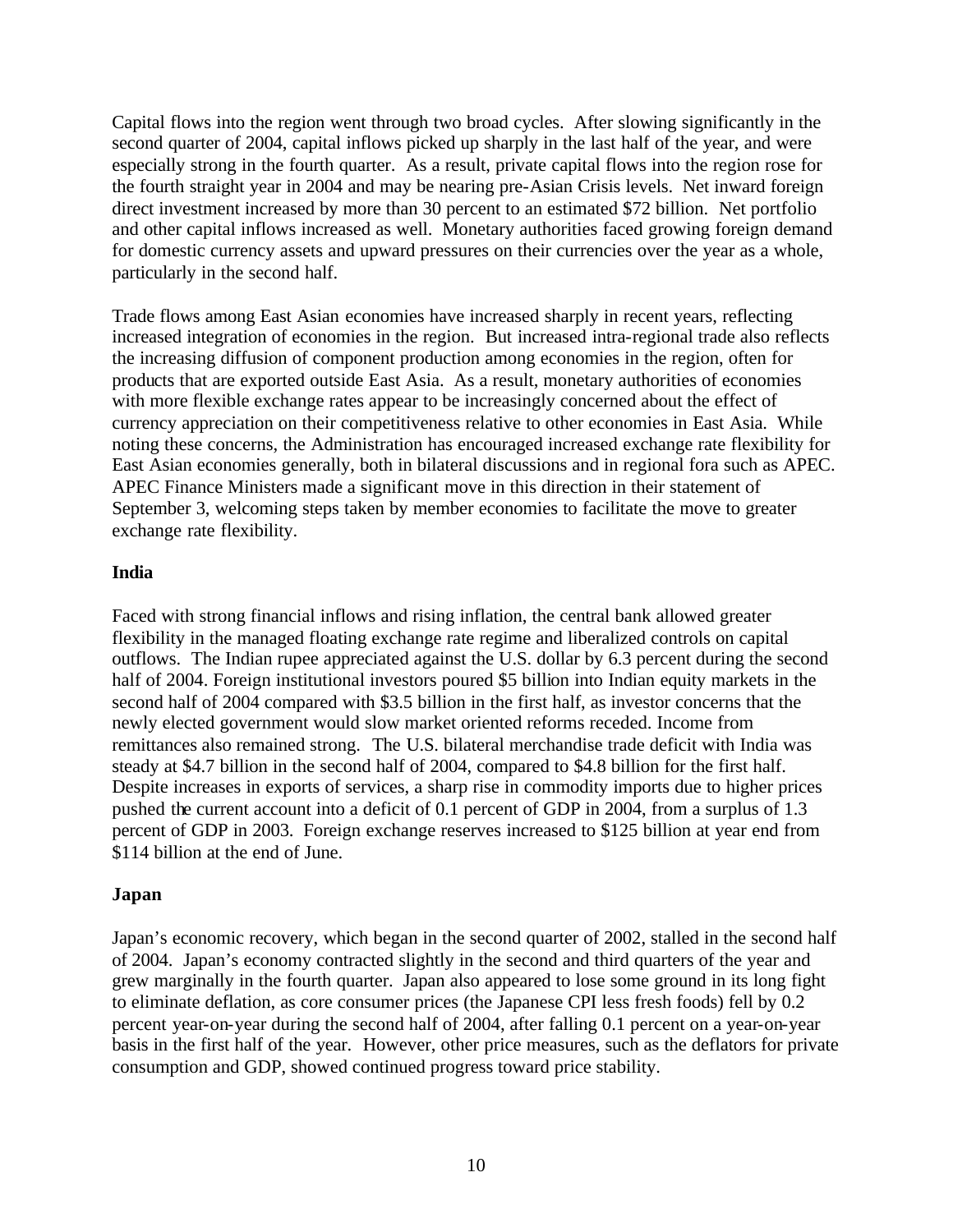Capital flows into the region went through two broad cycles. After slowing significantly in the second quarter of 2004, capital inflows picked up sharply in the last half of the year, and were especially strong in the fourth quarter. As a result, private capital flows into the region rose for the fourth straight year in 2004 and may be nearing pre-Asian Crisis levels. Net inward foreign direct investment increased by more than 30 percent to an estimated $72 billion. Net portfolio and other capital inflows increased as well. Monetary authorities faced growing foreign demand for domestic currency assets and upward pressures on their currencies over the year as a whole, particularly in the second half.

Trade flows among East Asian economies have increased sharply in recent years, reflecting increased integration of economies in the region. But increased intra-regional trade also reflects the increasing diffusion of component production among economies in the region, often for products that are exported outside East Asia. As a result, monetary authorities of economies with more flexible exchange rates appear to be increasingly concerned about the effect of currency appreciation on their competitiveness relative to other economies in East Asia. While noting these concerns, the Administration has encouraged increased exchange rate flexibility for East Asian economies generally, both in bilateral discussions and in regional fora such as APEC. APEC Finance Ministers made a significant move in this direction in their statement of September 3, welcoming steps taken by member economies to facilitate the move to greater exchange rate flexibility.

**India**

Faced with strong financial inflows and rising inflation, the central bank allowed greater flexibility in the managed floating exchange rate regime and liberalized controls on capital outflows. The Indian rupee appreciated against the U.S. dollar by 6.3 percent during the second half of 2004. Foreign institutional investors poured $5 billion into Indian equity markets in the second half of 2004 compared with $3.5 billion in the first half, as investor concerns that the newly elected government would slow market oriented reforms receded. Income from remittances also remained strong. The U.S. bilateral merchandise trade deficit with India was steady at $4.7 billion in the second half of 2004, compared to $4.8 billion for the first half. Despite increases in exports of services, a sharp rise in commodity imports due to higher prices pushed the current account into a deficit of 0.1 percent of GDP in 2004, from a surplus of 1.3 percent of GDP in 2003. Foreign exchange reserves increased to $125 billion at year end from $114 billion at the end of June.

**Japan**

Japan's economic recovery, which began in the second quarter of 2002, stalled in the second half of 2004. Japan's economy contracted slightly in the second and third quarters of the year and grew marginally in the fourth quarter. Japan also appeared to lose some ground in its long fight to eliminate deflation, as core consumer prices (the Japanese CPI less fresh foods) fell by 0.2 percent year-on-year during the second half of 2004, after falling 0.1 percent on a year-on-year basis in the first half of the year. However, other price measures, such as the deflators for private consumption and GDP, showed continued progress toward price stability.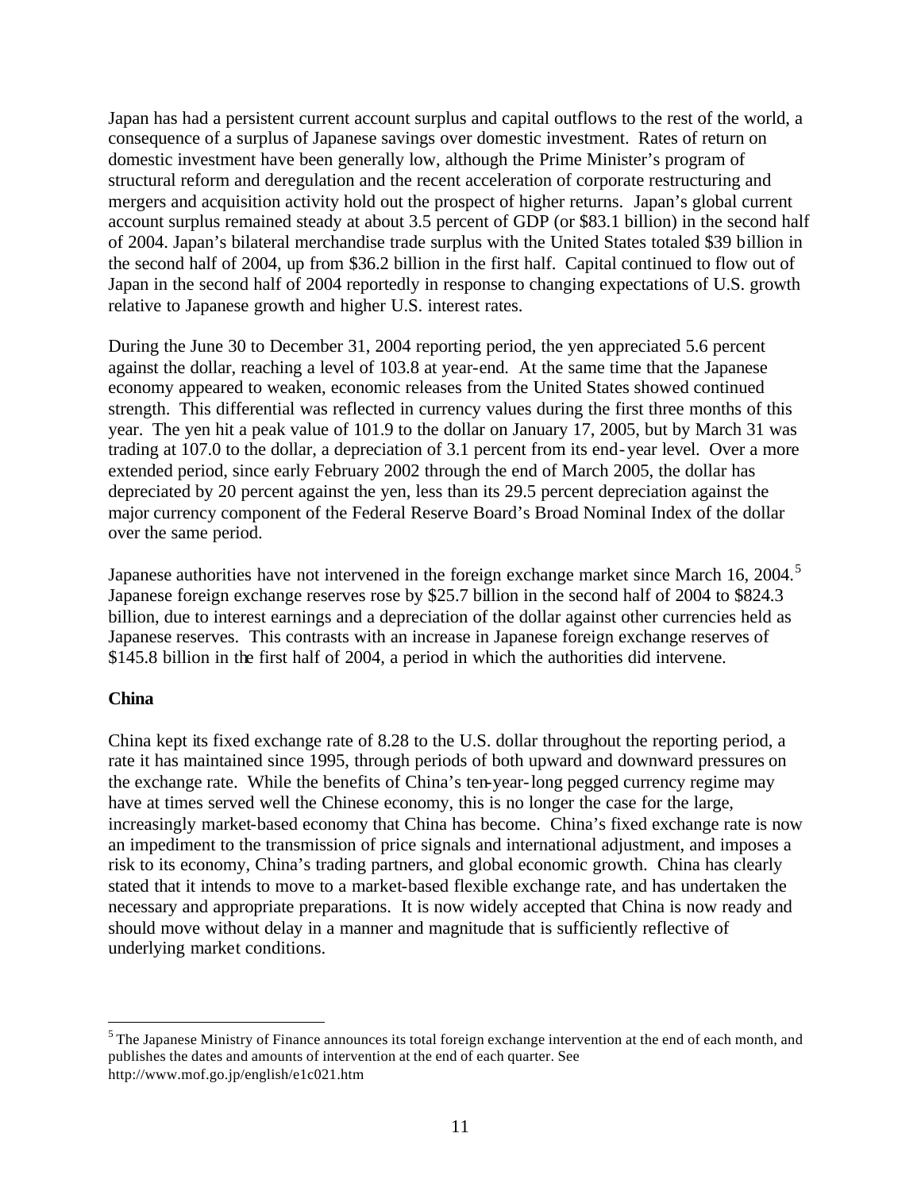Japan has had a persistent current account surplus and capital outflows to the rest of the world, a consequence of a surplus of Japanese savings over domestic investment. Rates of return on domestic investment have been generally low, although the Prime Minister's program of structural reform and deregulation and the recent acceleration of corporate restructuring and mergers and acquisition activity hold out the prospect of higher returns. Japan's global current account surplus remained steady at about 3.5 percent of GDP (or $83.1 billion) in the second half of 2004. Japan's bilateral merchandise trade surplus with the United States totaled $39 billion in the second half of 2004, up from $36.2 billion in the first half. Capital continued to flow out of Japan in the second half of 2004 reportedly in response to changing expectations of U.S. growth relative to Japanese growth and higher U.S. interest rates.

During the June 30 to December 31, 2004 reporting period, the yen appreciated 5.6 percent against the dollar, reaching a level of 103.8 at year-end. At the same time that the Japanese economy appeared to weaken, economic releases from the United States showed continued strength. This differential was reflected in currency values during the first three months of this year. The yen hit a peak value of 101.9 to the dollar on January 17, 2005, but by March 31 was trading at 107.0 to the dollar, a depreciation of 3.1 percent from its end-year level. Over a more extended period, since early February 2002 through the end of March 2005, the dollar has depreciated by 20 percent against the yen, less than its 29.5 percent depreciation against the major currency component of the Federal Reserve Board's Broad Nominal Index of the dollar over the same period.

Japanese authorities have not intervened in the foreign exchange market since March 16, 2004.[5] Japanese foreign exchange reserves rose by $25.7 billion in the second half of 2004 to $824.3 billion, due to interest earnings and a depreciation of the dollar against other currencies held as Japanese reserves. This contrasts with an increase in Japanese foreign exchange reserves of $145.8 billion in the first half of 2004, a period in which the authorities did intervene.

**China**

China kept its fixed exchange rate of 8.28 to the U.S. dollar throughout the reporting period, a rate it has maintained since 1995, through periods of both upward and downward pressures on the exchange rate. While the benefits of China's ten-year-long pegged currency regime may have at times served well the Chinese economy, this is no longer the case for the large, increasingly market-based economy that China has become. China's fixed exchange rate is now an impediment to the transmission of price signals and international adjustment, and imposes a risk to its economy, China's trading partners, and global economic growth. China has clearly stated that it intends to move to a market-based flexible exchange rate, and has undertaken the necessary and appropriate preparations. It is now widely accepted that China is now ready and should move without delay in a manner and magnitude that is sufficiently reflective of underlying market conditions.

---

[5] The Japanese Ministry of Finance announces its total foreign exchange intervention at the end of each month, and publishes the dates and amounts of intervention at the end of each quarter. See http://www.mof.go.jp/english/e1c021.htm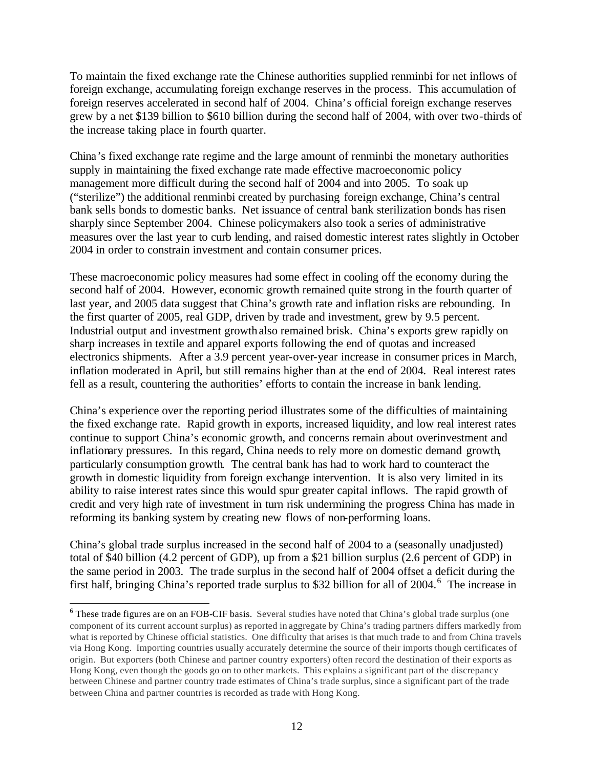To maintain the fixed exchange rate the Chinese authorities supplied renminbi for net inflows of foreign exchange, accumulating foreign exchange reserves in the process. This accumulation of foreign reserves accelerated in second half of 2004. China's official foreign exchange reserves grew by a net $139 billion to $610 billion during the second half of 2004, with over two-thirds of the increase taking place in fourth quarter.

China's fixed exchange rate regime and the large amount of renminbi the monetary authorities supply in maintaining the fixed exchange rate made effective macroeconomic policy management more difficult during the second half of 2004 and into 2005. To soak up ("sterilize") the additional renminbi created by purchasing foreign exchange, China's central bank sells bonds to domestic banks. Net issuance of central bank sterilization bonds has risen sharply since September 2004. Chinese policymakers also took a series of administrative measures over the last year to curb lending, and raised domestic interest rates slightly in October 2004 in order to constrain investment and contain consumer prices.

These macroeconomic policy measures had some effect in cooling off the economy during the second half of 2004. However, economic growth remained quite strong in the fourth quarter of last year, and 2005 data suggest that China's growth rate and inflation risks are rebounding. In the first quarter of 2005, real GDP, driven by trade and investment, grew by 9.5 percent. Industrial output and investment growth also remained brisk. China's exports grew rapidly on sharp increases in textile and apparel exports following the end of quotas and increased electronics shipments. After a 3.9 percent year-over-year increase in consumer prices in March, inflation moderated in April, but still remains higher than at the end of 2004. Real interest rates fell as a result, countering the authorities' efforts to contain the increase in bank lending.

China's experience over the reporting period illustrates some of the difficulties of maintaining the fixed exchange rate. Rapid growth in exports, increased liquidity, and low real interest rates continue to support China's economic growth, and concerns remain about overinvestment and inflationary pressures. In this regard, China needs to rely more on domestic demand growth, particularly consumption growth. The central bank has had to work hard to counteract the growth in domestic liquidity from foreign exchange intervention. It is also very limited in its ability to raise interest rates since this would spur greater capital inflows. The rapid growth of credit and very high rate of investment in turn risk undermining the progress China has made in reforming its banking system by creating new flows of non-performing loans.

China's global trade surplus increased in the second half of 2004 to a (seasonally unadjusted) total of $40 billion (4.2 percent of GDP), up from a $21 billion surplus (2.6 percent of GDP) in the same period in 2003. The trade surplus in the second half of 2004 offset a deficit during the first half, bringing China's reported trade surplus to $32 billion for all of 2004.[6] The increase in

[6] These trade figures are on an FOB-CIF basis. Several studies have noted that China's global trade surplus (one component of its current account surplus) as reported in aggregate by China's trading partners differs markedly from what is reported by Chinese official statistics. One difficulty that arises is that much trade to and from China travels via Hong Kong. Importing countries usually accurately determine the source of their imports though certificates of origin. But exporters (both Chinese and partner country exporters) often record the destination of their exports as Hong Kong, even though the goods go on to other markets. This explains a significant part of the discrepancy between Chinese and partner country trade estimates of China's trade surplus, since a significant part of the trade between China and partner countries is recorded as trade with Hong Kong.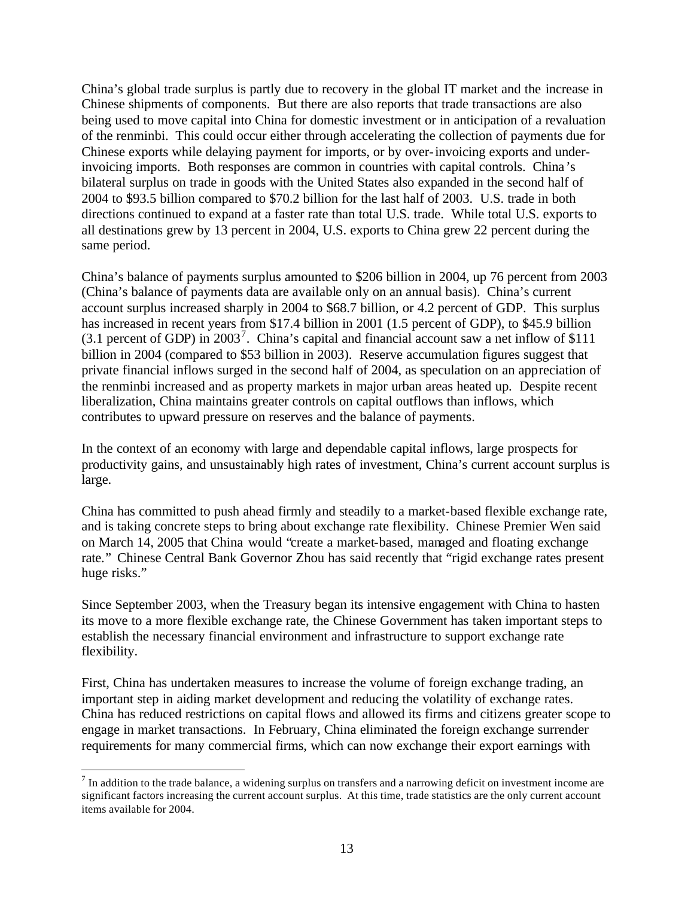China's global trade surplus is partly due to recovery in the global IT market and the increase in Chinese shipments of components. But there are also reports that trade transactions are also being used to move capital into China for domestic investment or in anticipation of a revaluation of the renminbi. This could occur either through accelerating the collection of payments due for Chinese exports while delaying payment for imports, or by over-invoicing exports and under-invoicing imports. Both responses are common in countries with capital controls. China's bilateral surplus on trade in goods with the United States also expanded in the second half of 2004 to $93.5 billion compared to $70.2 billion for the last half of 2003. U.S. trade in both directions continued to expand at a faster rate than total U.S. trade. While total U.S. exports to all destinations grew by 13 percent in 2004, U.S. exports to China grew 22 percent during the same period.

China's balance of payments surplus amounted to $206 billion in 2004, up 76 percent from 2003 (China's balance of payments data are available only on an annual basis). China's current account surplus increased sharply in 2004 to $68.7 billion, or 4.2 percent of GDP. This surplus has increased in recent years from $17.4 billion in 2001 (1.5 percent of GDP), to $45.9 billion (3.1 percent of GDP) in 2003[7]. China's capital and financial account saw a net inflow of $111 billion in 2004 (compared to $53 billion in 2003). Reserve accumulation figures suggest that private financial inflows surged in the second half of 2004, as speculation on an appreciation of the renminbi increased and as property markets in major urban areas heated up. Despite recent liberalization, China maintains greater controls on capital outflows than inflows, which contributes to upward pressure on reserves and the balance of payments.

In the context of an economy with large and dependable capital inflows, large prospects for productivity gains, and unsustainably high rates of investment, China's current account surplus is large.

China has committed to push ahead firmly and steadily to a market-based flexible exchange rate, and is taking concrete steps to bring about exchange rate flexibility. Chinese Premier Wen said on March 14, 2005 that China would "create a market-based, managed and floating exchange rate." Chinese Central Bank Governor Zhou has said recently that "rigid exchange rates present huge risks."

Since September 2003, when the Treasury began its intensive engagement with China to hasten its move to a more flexible exchange rate, the Chinese Government has taken important steps to establish the necessary financial environment and infrastructure to support exchange rate flexibility.

First, China has undertaken measures to increase the volume of foreign exchange trading, an important step in aiding market development and reducing the volatility of exchange rates. China has reduced restrictions on capital flows and allowed its firms and citizens greater scope to engage in market transactions. In February, China eliminated the foreign exchange surrender requirements for many commercial firms, which can now exchange their export earnings with

---

[7] In addition to the trade balance, a widening surplus on transfers and a narrowing deficit on investment income are significant factors increasing the current account surplus. At this time, trade statistics are the only current account items available for 2004.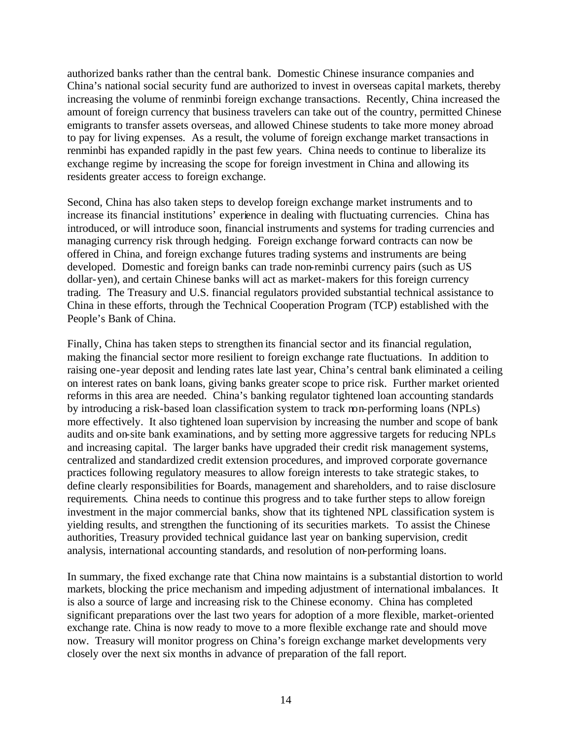authorized banks rather than the central bank. Domestic Chinese insurance companies and China's national social security fund are authorized to invest in overseas capital markets, thereby increasing the volume of renminbi foreign exchange transactions. Recently, China increased the amount of foreign currency that business travelers can take out of the country, permitted Chinese emigrants to transfer assets overseas, and allowed Chinese students to take more money abroad to pay for living expenses. As a result, the volume of foreign exchange market transactions in renminbi has expanded rapidly in the past few years. China needs to continue to liberalize its exchange regime by increasing the scope for foreign investment in China and allowing its residents greater access to foreign exchange.

Second, China has also taken steps to develop foreign exchange market instruments and to increase its financial institutions' experience in dealing with fluctuating currencies. China has introduced, or will introduce soon, financial instruments and systems for trading currencies and managing currency risk through hedging. Foreign exchange forward contracts can now be offered in China, and foreign exchange futures trading systems and instruments are being developed. Domestic and foreign banks can trade non-reminbi currency pairs (such as US dollar-yen), and certain Chinese banks will act as market-makers for this foreign currency trading. The Treasury and U.S. financial regulators provided substantial technical assistance to China in these efforts, through the Technical Cooperation Program (TCP) established with the People's Bank of China.

Finally, China has taken steps to strengthen its financial sector and its financial regulation, making the financial sector more resilient to foreign exchange rate fluctuations. In addition to raising one-year deposit and lending rates late last year, China's central bank eliminated a ceiling on interest rates on bank loans, giving banks greater scope to price risk. Further market oriented reforms in this area are needed. China's banking regulator tightened loan accounting standards by introducing a risk-based loan classification system to track non-performing loans (NPLs) more effectively. It also tightened loan supervision by increasing the number and scope of bank audits and on-site bank examinations, and by setting more aggressive targets for reducing NPLs and increasing capital. The larger banks have upgraded their credit risk management systems, centralized and standardized credit extension procedures, and improved corporate governance practices following regulatory measures to allow foreign interests to take strategic stakes, to define clearly responsibilities for Boards, management and shareholders, and to raise disclosure requirements. China needs to continue this progress and to take further steps to allow foreign investment in the major commercial banks, show that its tightened NPL classification system is yielding results, and strengthen the functioning of its securities markets. To assist the Chinese authorities, Treasury provided technical guidance last year on banking supervision, credit analysis, international accounting standards, and resolution of non-performing loans.

In summary, the fixed exchange rate that China now maintains is a substantial distortion to world markets, blocking the price mechanism and impeding adjustment of international imbalances. It is also a source of large and increasing risk to the Chinese economy. China has completed significant preparations over the last two years for adoption of a more flexible, market-oriented exchange rate. China is now ready to move to a more flexible exchange rate and should move now. Treasury will monitor progress on China's foreign exchange market developments very closely over the next six months in advance of preparation of the fall report.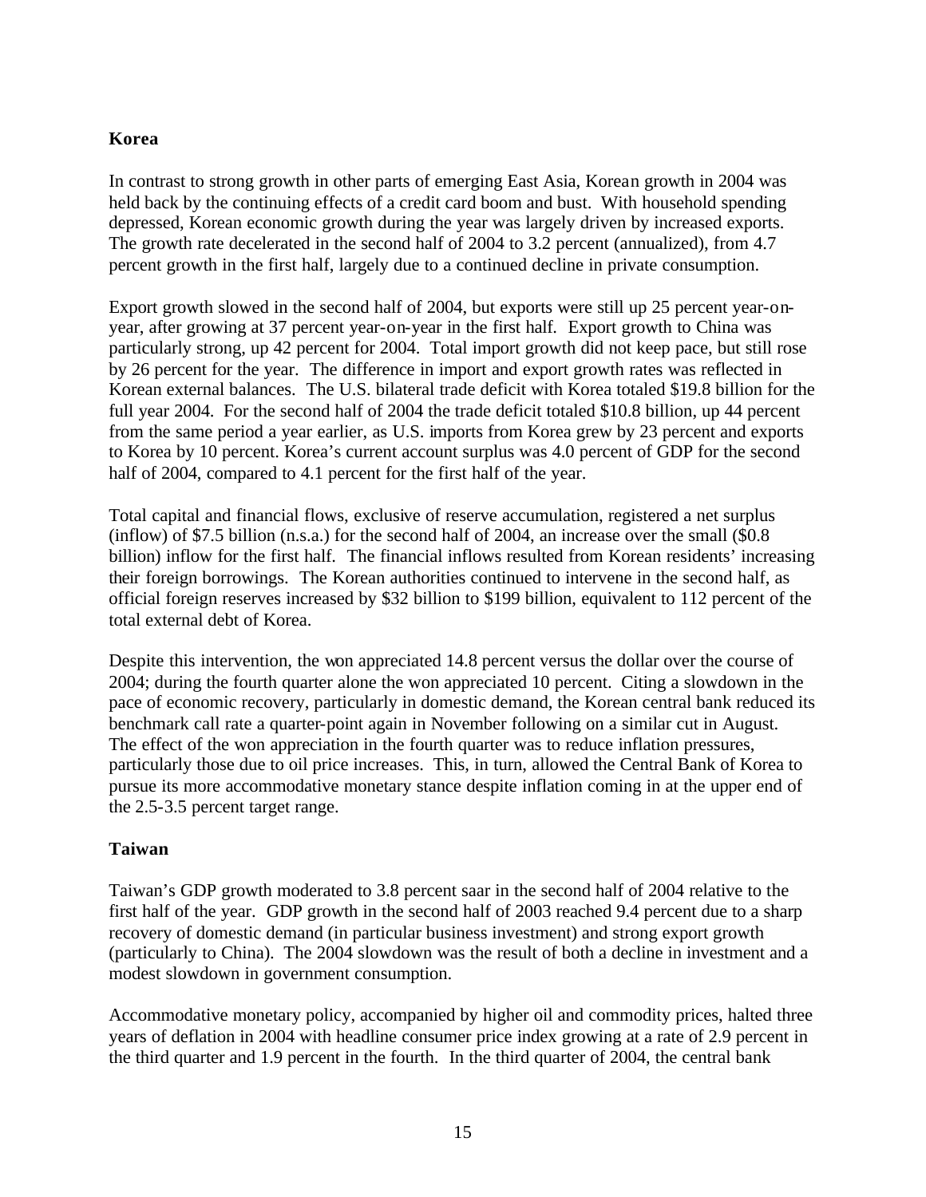**Korea**

In contrast to strong growth in other parts of emerging East Asia, Korean growth in 2004 was held back by the continuing effects of a credit card boom and bust. With household spending depressed, Korean economic growth during the year was largely driven by increased exports. The growth rate decelerated in the second half of 2004 to 3.2 percent (annualized), from 4.7 percent growth in the first half, largely due to a continued decline in private consumption.

Export growth slowed in the second half of 2004, but exports were still up 25 percent year-on-year, after growing at 37 percent year-on-year in the first half. Export growth to China was particularly strong, up 42 percent for 2004. Total import growth did not keep pace, but still rose by 26 percent for the year. The difference in import and export growth rates was reflected in Korean external balances. The U.S. bilateral trade deficit with Korea totaled $19.8 billion for the full year 2004. For the second half of 2004 the trade deficit totaled $10.8 billion, up 44 percent from the same period a year earlier, as U.S. imports from Korea grew by 23 percent and exports to Korea by 10 percent. Korea's current account surplus was 4.0 percent of GDP for the second half of 2004, compared to 4.1 percent for the first half of the year.

Total capital and financial flows, exclusive of reserve accumulation, registered a net surplus (inflow) of $7.5 billion (n.s.a.) for the second half of 2004, an increase over the small ($0.8 billion) inflow for the first half. The financial inflows resulted from Korean residents' increasing their foreign borrowings. The Korean authorities continued to intervene in the second half, as official foreign reserves increased by $32 billion to $199 billion, equivalent to 112 percent of the total external debt of Korea.

Despite this intervention, the won appreciated 14.8 percent versus the dollar over the course of 2004; during the fourth quarter alone the won appreciated 10 percent. Citing a slowdown in the pace of economic recovery, particularly in domestic demand, the Korean central bank reduced its benchmark call rate a quarter-point again in November following on a similar cut in August. The effect of the won appreciation in the fourth quarter was to reduce inflation pressures, particularly those due to oil price increases. This, in turn, allowed the Central Bank of Korea to pursue its more accommodative monetary stance despite inflation coming in at the upper end of the 2.5-3.5 percent target range.

**Taiwan**

Taiwan's GDP growth moderated to 3.8 percent saar in the second half of 2004 relative to the first half of the year. GDP growth in the second half of 2003 reached 9.4 percent due to a sharp recovery of domestic demand (in particular business investment) and strong export growth (particularly to China). The 2004 slowdown was the result of both a decline in investment and a modest slowdown in government consumption.

Accommodative monetary policy, accompanied by higher oil and commodity prices, halted three years of deflation in 2004 with headline consumer price index growing at a rate of 2.9 percent in the third quarter and 1.9 percent in the fourth. In the third quarter of 2004, the central bank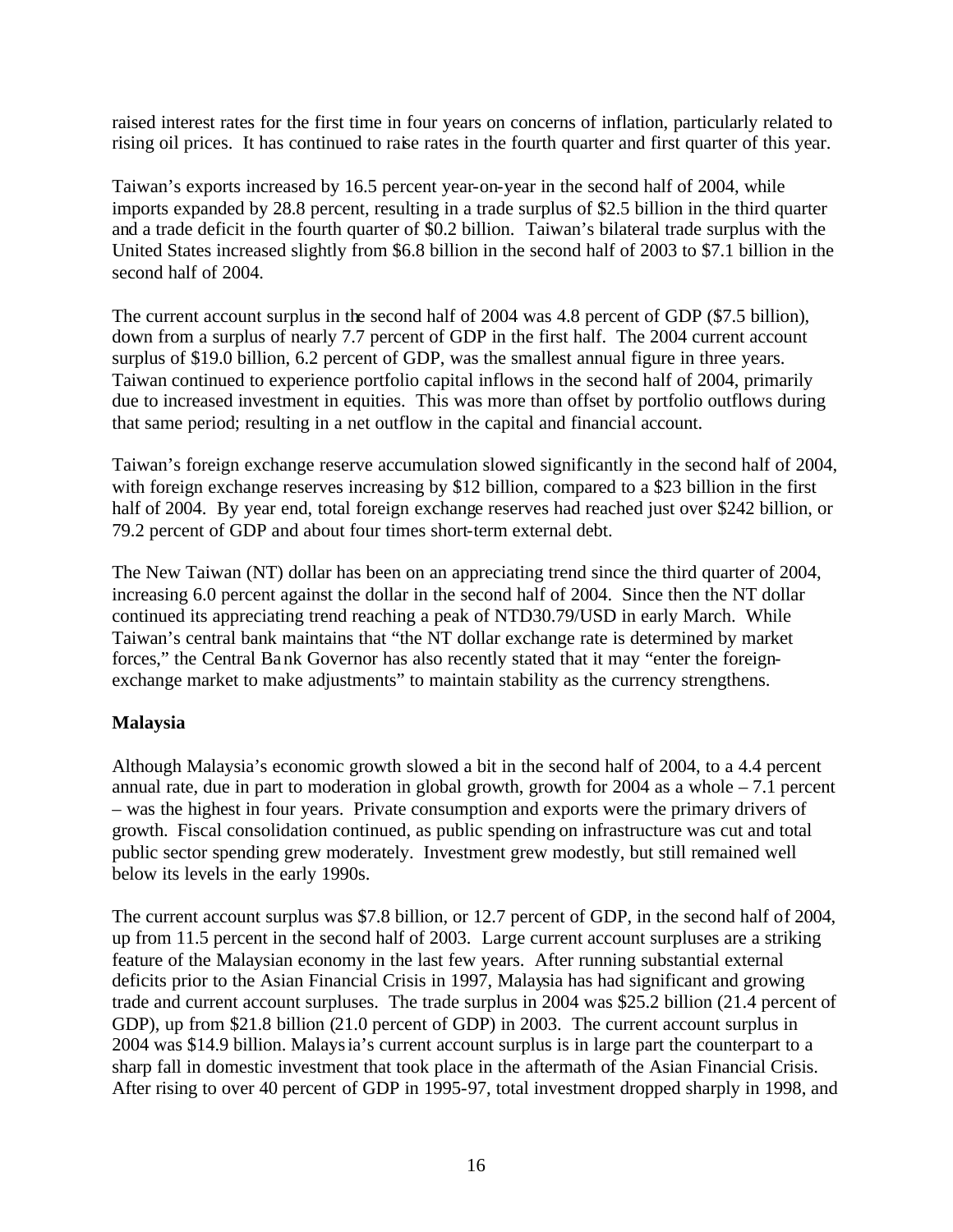raised interest rates for the first time in four years on concerns of inflation, particularly related to rising oil prices. It has continued to raise rates in the fourth quarter and first quarter of this year.

Taiwan's exports increased by 16.5 percent year-on-year in the second half of 2004, while imports expanded by 28.8 percent, resulting in a trade surplus of $2.5 billion in the third quarter and a trade deficit in the fourth quarter of $0.2 billion. Taiwan's bilateral trade surplus with the United States increased slightly from $6.8 billion in the second half of 2003 to $7.1 billion in the second half of 2004.

The current account surplus in the second half of 2004 was 4.8 percent of GDP ($7.5 billion), down from a surplus of nearly 7.7 percent of GDP in the first half. The 2004 current account surplus of $19.0 billion, 6.2 percent of GDP, was the smallest annual figure in three years. Taiwan continued to experience portfolio capital inflows in the second half of 2004, primarily due to increased investment in equities. This was more than offset by portfolio outflows during that same period; resulting in a net outflow in the capital and financial account.

Taiwan's foreign exchange reserve accumulation slowed significantly in the second half of 2004, with foreign exchange reserves increasing by $12 billion, compared to a $23 billion in the first half of 2004. By year end, total foreign exchange reserves had reached just over $242 billion, or 79.2 percent of GDP and about four times short-term external debt.

The New Taiwan (NT) dollar has been on an appreciating trend since the third quarter of 2004, increasing 6.0 percent against the dollar in the second half of 2004. Since then the NT dollar continued its appreciating trend reaching a peak of NTD30.79/USD in early March. While Taiwan's central bank maintains that "the NT dollar exchange rate is determined by market forces," the Central Bank Governor has also recently stated that it may "enter the foreign-exchange market to make adjustments" to maintain stability as the currency strengthens.

**Malaysia**

Although Malaysia's economic growth slowed a bit in the second half of 2004, to a 4.4 percent annual rate, due in part to moderation in global growth, growth for 2004 as a whole – 7.1 percent – was the highest in four years. Private consumption and exports were the primary drivers of growth. Fiscal consolidation continued, as public spending on infrastructure was cut and total public sector spending grew moderately. Investment grew modestly, but still remained well below its levels in the early 1990s.

The current account surplus was $7.8 billion, or 12.7 percent of GDP, in the second half of 2004, up from 11.5 percent in the second half of 2003. Large current account surpluses are a striking feature of the Malaysian economy in the last few years. After running substantial external deficits prior to the Asian Financial Crisis in 1997, Malaysia has had significant and growing trade and current account surpluses. The trade surplus in 2004 was $25.2 billion (21.4 percent of GDP), up from $21.8 billion (21.0 percent of GDP) in 2003. The current account surplus in 2004 was $14.9 billion. Malaysia's current account surplus is in large part the counterpart to a sharp fall in domestic investment that took place in the aftermath of the Asian Financial Crisis. After rising to over 40 percent of GDP in 1995-97, total investment dropped sharply in 1998, and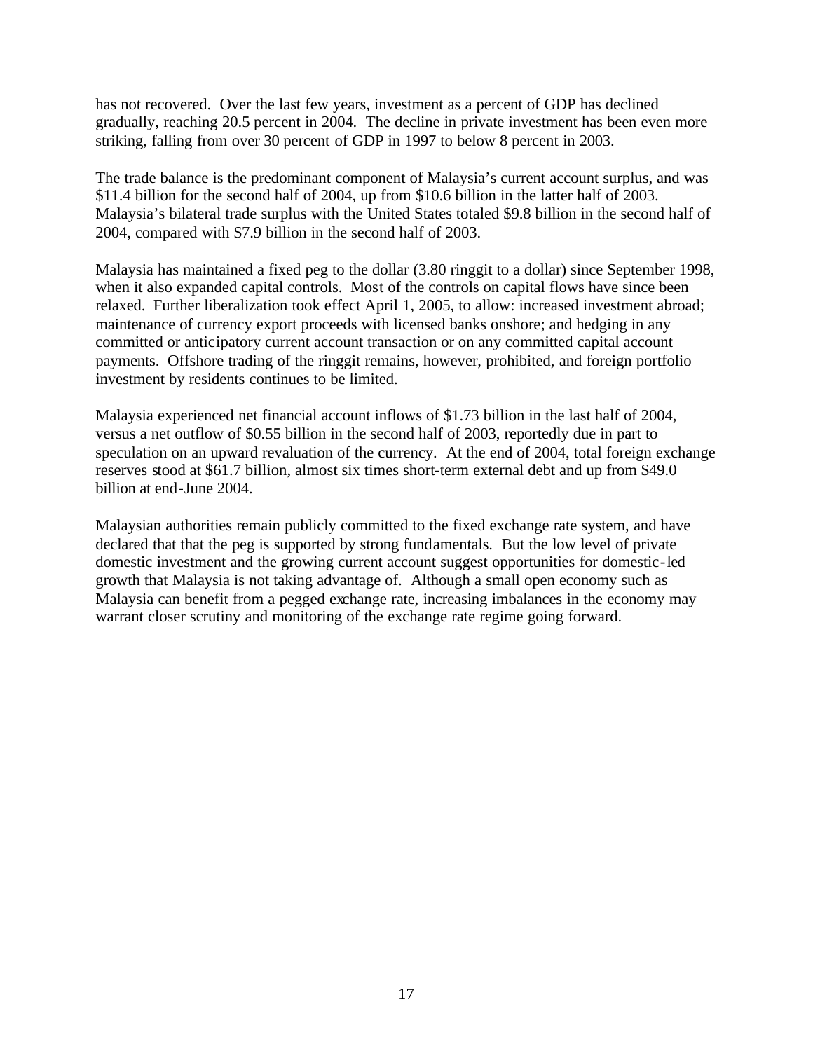has not recovered. Over the last few years, investment as a percent of GDP has declined gradually, reaching 20.5 percent in 2004. The decline in private investment has been even more striking, falling from over 30 percent of GDP in 1997 to below 8 percent in 2003.

The trade balance is the predominant component of Malaysia's current account surplus, and was $11.4 billion for the second half of 2004, up from $10.6 billion in the latter half of 2003. Malaysia's bilateral trade surplus with the United States totaled $9.8 billion in the second half of 2004, compared with $7.9 billion in the second half of 2003.

Malaysia has maintained a fixed peg to the dollar (3.80 ringgit to a dollar) since September 1998, when it also expanded capital controls. Most of the controls on capital flows have since been relaxed. Further liberalization took effect April 1, 2005, to allow: increased investment abroad; maintenance of currency export proceeds with licensed banks onshore; and hedging in any committed or anticipatory current account transaction or on any committed capital account payments. Offshore trading of the ringgit remains, however, prohibited, and foreign portfolio investment by residents continues to be limited.

Malaysia experienced net financial account inflows of $1.73 billion in the last half of 2004, versus a net outflow of $0.55 billion in the second half of 2003, reportedly due in part to speculation on an upward revaluation of the currency. At the end of 2004, total foreign exchange reserves stood at $61.7 billion, almost six times short-term external debt and up from $49.0 billion at end-June 2004.

Malaysian authorities remain publicly committed to the fixed exchange rate system, and have declared that that the peg is supported by strong fundamentals. But the low level of private domestic investment and the growing current account suggest opportunities for domestic-led growth that Malaysia is not taking advantage of. Although a small open economy such as Malaysia can benefit from a pegged exchange rate, increasing imbalances in the economy may warrant closer scrutiny and monitoring of the exchange rate regime going forward.